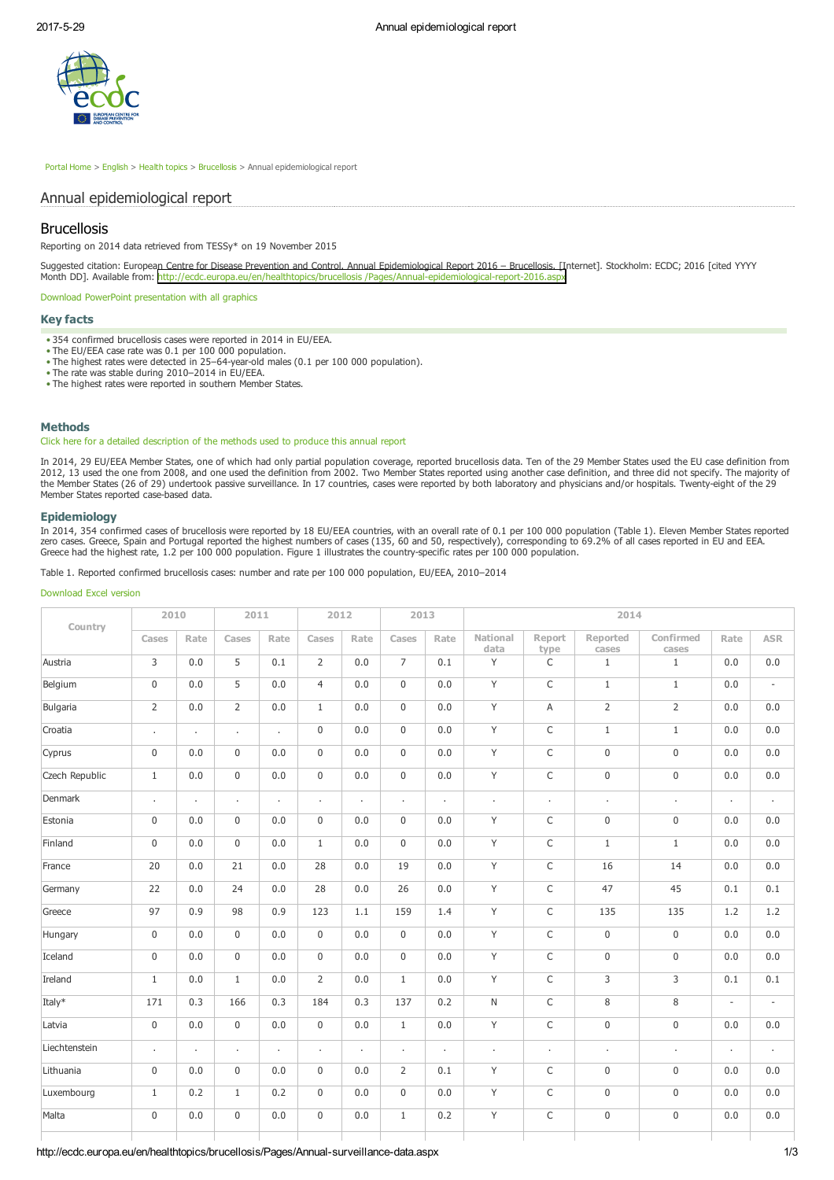Portal Home > English > Health topics > Brucellosis > Annual epidemiological report

# Annual epidemiological report

## Brucellosis

Reporting on 2014 data retrieved from TESSy* on 19 November 2015

Suggested citation: European Centre for Disease Prevention and Control. Annual Epidemiological Report 2016 – Brucellosis. [Internet]. Stockholm: ECDC; 2016 [cited YYYY Month DD]. Available from: http://ecdc.europa.eu/en/healthtopics/brucellosis /Pages/Annual-epidemiological-report-2016.aspx

Download PowerPoint presentation with all graphics

### Key facts

- 354 confirmed brucellosis cases were reported in 2014 in EU/EEA.
- The EU/EEA case rate was 0.1 per 100 000 population.
- The highest rates were detected in 25–64-year-old males (0.1 per 100 000 population).
- The rate was stable during 2010–2014 in EU/EEA.
- The highest rates were reported in southern Member States.

### Methods

Click here for a detailed description of the methods used to produce this annual report

In 2014, 29 EU/EEA Member States, one of which had only partial population coverage, reported brucellosis data. Ten of the 29 Member States used the EU case definition from 2012, 13 used the one from 2008, and one used the definition from 2002. Two Member States reported using another case definition, and three did not specify. The majority of the Member States (26 of 29) undertook passive surveillance. In 17 countries, cases were reported by both laboratory and physicians and/or hospitals. Twenty-eight of the 29 Member States reported case-based data.

### Epidemiology

In 2014, 354 confirmed cases of brucellosis were reported by 18 EU/EEA countries, with an overall rate of 0.1 per 100 000 population (Table 1). Eleven Member States reported zero cases. Greece, Spain and Portugal reported the highest numbers of cases (135, 60 and 50, respectively), corresponding to 69.2% of all cases reported in EU and EEA. Greece had the highest rate, 1.2 per 100 000 population. Figure 1 illustrates the country-specific rates per 100 000 population.

Table 1. Reported confirmed brucellosis cases: number and rate per 100 000 population, EU/EEA, 2010–2014

Download Excel version

| Country | 2010 | | 2011 | | 2012 | | 2013 | | 2014 | | | | | |
|---|---|---|---|---|---|---|---|---|---|---|---|---|---|---|
| | Cases | Rate | Cases | Rate | Cases | Rate | Cases | Rate | National data | Report type | Reported cases | Confirmed cases | Rate | ASR |
| Austria | 3 | 0.0 | 5 | 0.1 | 2 | 0.0 | 7 | 0.1 | Y | C | 1 | 1 | 0.0 | 0.0 |
| Belgium | 0 | 0.0 | 5 | 0.0 | 4 | 0.0 | 0 | 0.0 | Y | C | 1 | 1 | 0.0 | - |
| Bulgaria | 2 | 0.0 | 2 | 0.0 | 1 | 0.0 | 0 | 0.0 | Y | A | 2 | 2 | 0.0 | 0.0 |
| Croatia | . | . | . | . | 0 | 0.0 | 0 | 0.0 | Y | C | 1 | 1 | 0.0 | 0.0 |
| Cyprus | 0 | 0.0 | 0 | 0.0 | 0 | 0.0 | 0 | 0.0 | Y | C | 0 | 0 | 0.0 | 0.0 |
| Czech Republic | 1 | 0.0 | 0 | 0.0 | 0 | 0.0 | 0 | 0.0 | Y | C | 0 | 0 | 0.0 | 0.0 |
| Denmark | . | . | . | . | . | . | . | . | . | . | . | . | . | . |
| Estonia | 0 | 0.0 | 0 | 0.0 | 0 | 0.0 | 0 | 0.0 | Y | C | 0 | 0 | 0.0 | 0.0 |
| Finland | 0 | 0.0 | 0 | 0.0 | 1 | 0.0 | 0 | 0.0 | Y | C | 1 | 1 | 0.0 | 0.0 |
| France | 20 | 0.0 | 21 | 0.0 | 28 | 0.0 | 19 | 0.0 | Y | C | 16 | 14 | 0.0 | 0.0 |
| Germany | 22 | 0.0 | 24 | 0.0 | 28 | 0.0 | 26 | 0.0 | Y | C | 47 | 45 | 0.1 | 0.1 |
| Greece | 97 | 0.9 | 98 | 0.9 | 123 | 1.1 | 159 | 1.4 | Y | C | 135 | 135 | 1.2 | 1.2 |
| Hungary | 0 | 0.0 | 0 | 0.0 | 0 | 0.0 | 0 | 0.0 | Y | C | 0 | 0 | 0.0 | 0.0 |
| Iceland | 0 | 0.0 | 0 | 0.0 | 0 | 0.0 | 0 | 0.0 | Y | C | 0 | 0 | 0.0 | 0.0 |
| Ireland | 1 | 0.0 | 1 | 0.0 | 2 | 0.0 | 1 | 0.0 | Y | C | 3 | 3 | 0.1 | 0.1 |
| Italy* | 171 | 0.3 | 166 | 0.3 | 184 | 0.3 | 137 | 0.2 | N | C | 8 | 8 | - | - |
| Latvia | 0 | 0.0 | 0 | 0.0 | 0 | 0.0 | 1 | 0.0 | Y | C | 0 | 0 | 0.0 | 0.0 |
| Liechtenstein | . | . | . | . | . | . | . | . | . | . | . | . | . | . |
| Lithuania | 0 | 0.0 | 0 | 0.0 | 0 | 0.0 | 2 | 0.1 | Y | C | 0 | 0 | 0.0 | 0.0 |
| Luxembourg | 1 | 0.2 | 1 | 0.2 | 0 | 0.0 | 0 | 0.0 | Y | C | 0 | 0 | 0.0 | 0.0 |
| Malta | 0 | 0.0 | 0 | 0.0 | 0 | 0.0 | 1 | 0.2 | Y | C | 0 | 0 | 0.0 | 0.0 |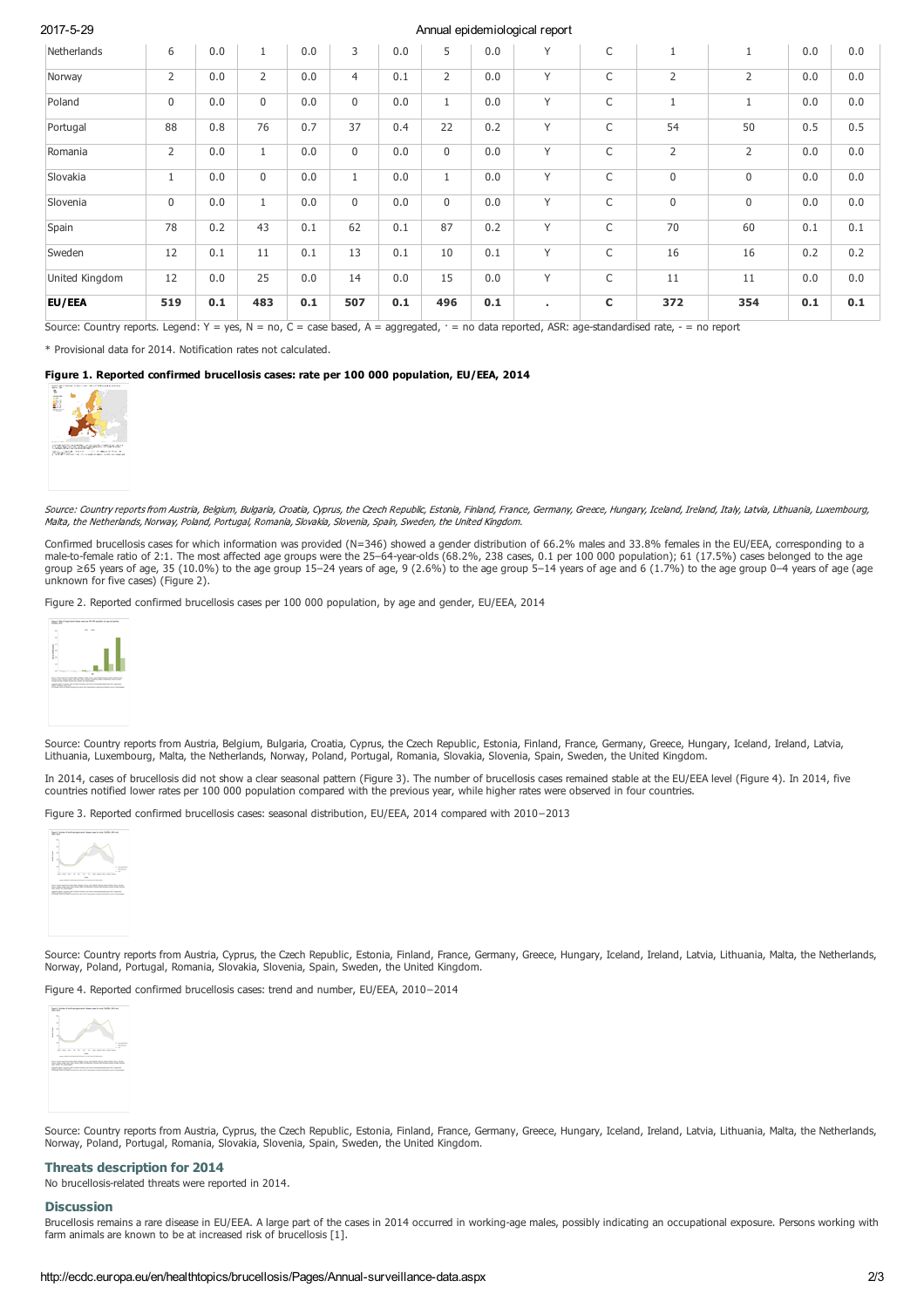| Netherlands | 6 | 0.0 | 1 | 0.0 | 3 | 0.0 | 5 | 0.0 | Y | C | 1 | 1 | 0.0 | 0.0 |
|---|---|---|---|---|---|---|---|---|---|---|---|---|---|---|
| Norway | 2 | 0.0 | 2 | 0.0 | 4 | 0.1 | 2 | 0.0 | Y | C | 2 | 2 | 0.0 | 0.0 |
| Poland | 0 | 0.0 | 0 | 0.0 | 0 | 0.0 | 1 | 0.0 | Y | C | 1 | 1 | 0.0 | 0.0 |
| Portugal | 88 | 0.8 | 76 | 0.7 | 37 | 0.4 | 22 | 0.2 | Y | C | 54 | 50 | 0.5 | 0.5 |
| Romania | 2 | 0.0 | 1 | 0.0 | 0 | 0.0 | 0 | 0.0 | Y | C | 2 | 2 | 0.0 | 0.0 |
| Slovakia | 1 | 0.0 | 0 | 0.0 | 1 | 0.0 | 1 | 0.0 | Y | C | 0 | 0 | 0.0 | 0.0 |
| Slovenia | 0 | 0.0 | 1 | 0.0 | 0 | 0.0 | 0 | 0.0 | Y | C | 0 | 0 | 0.0 | 0.0 |
| Spain | 78 | 0.2 | 43 | 0.1 | 62 | 0.1 | 87 | 0.2 | Y | C | 70 | 60 | 0.1 | 0.1 |
| Sweden | 12 | 0.1 | 11 | 0.1 | 13 | 0.1 | 10 | 0.1 | Y | C | 16 | 16 | 0.2 | 0.2 |
| United Kingdom | 12 | 0.0 | 25 | 0.0 | 14 | 0.0 | 15 | 0.0 | Y | C | 11 | 11 | 0.0 | 0.0 |
| **EU/EEA** | **519** | **0.1** | **483** | **0.1** | **507** | **0.1** | **496** | **0.1** | **.** | **C** | **372** | **354** | **0.1** | **0.1** |

Source: Country reports. Legend: Y = yes, N = no, C = case based, A = aggregated, · = no data reported, ASR: age-standardised rate, - = no report

* Provisional data for 2014. Notification rates not calculated.

**Figure 1. Reported confirmed brucellosis cases: rate per 100 000 population, EU/EEA, 2014**

*Source: Country reports from Austria, Belgium, Bulgaria, Croatia, Cyprus, the Czech Republic, Estonia, Finland, France, Germany, Greece, Hungary, Iceland, Ireland, Italy, Latvia, Lithuania, Luxembourg, Malta, the Netherlands, Norway, Poland, Portugal, Romania, Slovakia, Slovenia, Spain, Sweden, the United Kingdom.*

Confirmed brucellosis cases for which information was provided (N=346) showed a gender distribution of 66.2% males and 33.8% females in the EU/EEA, corresponding to a male-to-female ratio of 2:1. The most affected age groups were the 25–64-year-olds (68.2%, 238 cases, 0.1 per 100 000 population); 61 (17.5%) cases belonged to the age group ≥65 years of age, 35 (10.0%) to the age group 15–24 years of age, 9 (2.6%) to the age group 5–14 years of age and 6 (1.7%) to the age group 0–4 years of age (age unknown for five cases) (Figure 2).

Figure 2. Reported confirmed brucellosis cases per 100 000 population, by age and gender, EU/EEA, 2014

Source: Country reports from Austria, Belgium, Bulgaria, Croatia, Cyprus, the Czech Republic, Estonia, Finland, France, Germany, Greece, Hungary, Iceland, Ireland, Latvia, Lithuania, Luxembourg, Malta, the Netherlands, Norway, Poland, Portugal, Romania, Slovakia, Slovenia, Spain, Sweden, the United Kingdom.

In 2014, cases of brucellosis did not show a clear seasonal pattern (Figure 3). The number of brucellosis cases remained stable at the EU/EEA level (Figure 4). In 2014, five countries notified lower rates per 100 000 population compared with the previous year, while higher rates were observed in four countries.

Figure 3. Reported confirmed brucellosis cases: seasonal distribution, EU/EEA, 2014 compared with 2010−2013

Source: Country reports from Austria, Cyprus, the Czech Republic, Estonia, Finland, France, Germany, Greece, Hungary, Iceland, Ireland, Latvia, Lithuania, Malta, the Netherlands, Norway, Poland, Portugal, Romania, Slovakia, Slovenia, Spain, Sweden, the United Kingdom.

Figure 4. Reported confirmed brucellosis cases: trend and number, EU/EEA, 2010−2014

Source: Country reports from Austria, Cyprus, the Czech Republic, Estonia, Finland, France, Germany, Greece, Hungary, Iceland, Ireland, Latvia, Lithuania, Malta, the Netherlands, Norway, Poland, Portugal, Romania, Slovakia, Slovenia, Spain, Sweden, the United Kingdom.

## Threats description for 2014

No brucellosis-related threats were reported in 2014.

## Discussion

Brucellosis remains a rare disease in EU/EEA. A large part of the cases in 2014 occurred in working-age males, possibly indicating an occupational exposure. Persons working with farm animals are known to be at increased risk of brucellosis [1].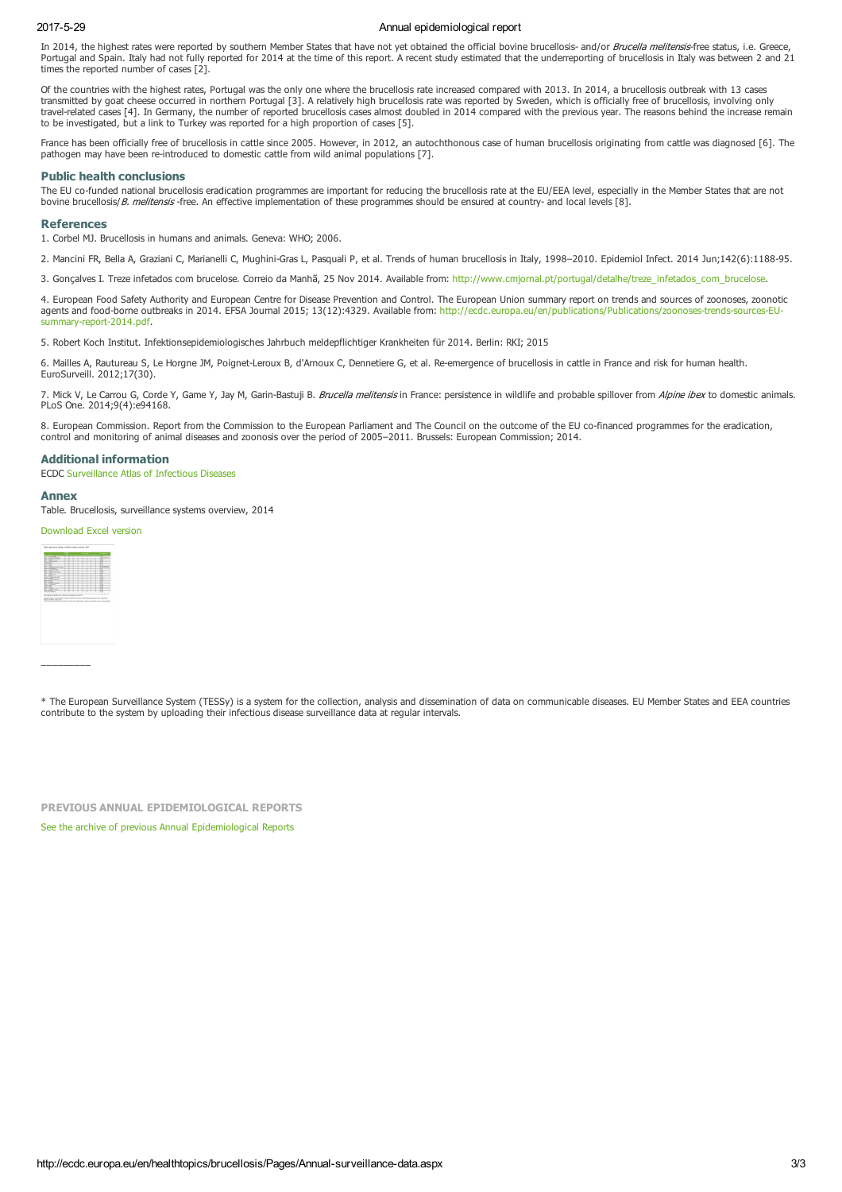In 2014, the highest rates were reported by southern Member States that have not yet obtained the official bovine brucellosis- and/or *Brucella melitensis*-free status, i.e. Greece, Portugal and Spain. Italy had not fully reported for 2014 at the time of this report. A recent study estimated that the underreporting of brucellosis in Italy was between 2 and 21 times the reported number of cases [2].

Of the countries with the highest rates, Portugal was the only one where the brucellosis rate increased compared with 2013. In 2014, a brucellosis outbreak with 13 cases transmitted by goat cheese occurred in northern Portugal [3]. A relatively high brucellosis rate was reported by Sweden, which is officially free of brucellosis, involving only travel-related cases [4]. In Germany, the number of reported brucellosis cases almost doubled in 2014 compared with the previous year. The reasons behind the increase remain to be investigated, but a link to Turkey was reported for a high proportion of cases [5].

France has been officially free of brucellosis in cattle since 2005. However, in 2012, an autochthonous case of human brucellosis originating from cattle was diagnosed [6]. The pathogen may have been re-introduced to domestic cattle from wild animal populations [7].

## Public health conclusions

The EU co-funded national brucellosis eradication programmes are important for reducing the brucellosis rate at the EU/EEA level, especially in the Member States that are not bovine brucellosis/*B. melitensis* -free. An effective implementation of these programmes should be ensured at country- and local levels [8].

## References

1. Corbel MJ. Brucellosis in humans and animals. Geneva: WHO; 2006.

2. Mancini FR, Bella A, Graziani C, Marianelli C, Mughini-Gras L, Pasquali P, et al. Trends of human brucellosis in Italy, 1998–2010. Epidemiol Infect. 2014 Jun;142(6):1188-95.

3. Gonçalves I. Treze infetados com brucelose. Correio da Manhã, 25 Nov 2014. Available from: http://www.cmjornal.pt/portugal/detalhe/treze_infetados_com_brucelose.

4. European Food Safety Authority and European Centre for Disease Prevention and Control. The European Union summary report on trends and sources of zoonoses, zoonotic agents and food-borne outbreaks in 2014. EFSA Journal 2015; 13(12):4329. Available from: http://ecdc.europa.eu/en/publications/Publications/zoonoses-trends-sources-EU-summary-report-2014.pdf.

5. Robert Koch Institut. Infektionsepidemiologisches Jahrbuch meldepflichtiger Krankheiten für 2014. Berlin: RKI; 2015

6. Mailles A, Rautureau S, Le Horgne JM, Poignet-Leroux B, d'Arnoux C, Dennetiere G, et al. Re-emergence of brucellosis in cattle in France and risk for human health. EuroSurveill. 2012;17(30).

7. Mick V, Le Carrou G, Corde Y, Game Y, Jay M, Garin-Bastuji B. *Brucella melitensis* in France: persistence in wildlife and probable spillover from *Alpine ibex* to domestic animals. PLoS One. 2014;9(4):e94168.

8. European Commission. Report from the Commission to the European Parliament and The Council on the outcome of the EU co-financed programmes for the eradication, control and monitoring of animal diseases and zoonosis over the period of 2005–2011. Brussels: European Commission; 2014.

## Additional information

ECDC Surveillance Atlas of Infectious Diseases

## Annex

Table. Brucellosis, surveillance systems overview, 2014

Download Excel version

__________

\* The European Surveillance System (TESSy) is a system for the collection, analysis and dissemination of data on communicable diseases. EU Member States and EEA countries contribute to the system by uploading their infectious disease surveillance data at regular intervals.

**PREVIOUS ANNUAL EPIDEMIOLOGICAL REPORTS**

See the archive of previous Annual Epidemiological Reports